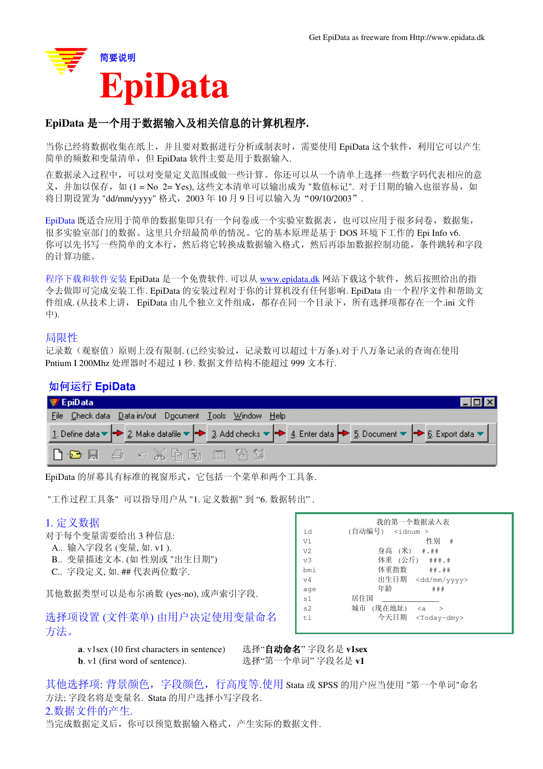Get EpiData as freeware from Http://www.epidata.dk

简要说明

# EpiData

**EpiData 是一个用于数据输入及相关信息的计算机程序.**

当你已经将数据收集在纸上，并且要对数据进行分析或制表时，需要使用 EpiData 这个软件，利用它可以产生简单的频数和变量清单，但 EpiData 软件主要是用于数据输入.

在数据录入过程中，可以对变量定义范围或做一些计算。你还可以从一个清单上选择一些数字码代表相应的意义，并加以保存，如 (1 = No 2= Yes), 这些文本清单可以输出成为 "数值标记". 对于日期的输入也很容易，如将日期设置为 "dd/mm/yyyy" 格式，2003 年 10 月 9 日可以输入为 "09/10/2003".

EpiData 既适合应用于简单的数据集即只有一个问卷或一个实验室数据表，也可以应用于很多问卷，数据集，很多实验室部门的数据。这里只介绍最简单的情况。它的基本原理是基于 DOS 环境下工作的 Epi Info v6.
你可以先书写一些简单的文本行，然后将它转换成数据输入格式，然后再添加数据控制功能，条件跳转和字段的计算功能。

程序下载和软件安装 EpiData 是一个免费软件. 可以从 www.epidata.dk 网站下载这个软件，然后按照给出的指令去做即可完成安装工作. EpiData 的安装过程对于你的计算机没有任何影响. EpiData 由一个程序文件和帮助文件组成. (从技术上讲， EpiData 由几个独立文件组成，都存在同一个目录下，所有选择项都存在一个.ini 文件中).

## 局限性

记录数（观察值）原则上没有限制. (已经实验过，记录数可以超过十万条).对于八万条记录的查询在使用 Pntium I 200Mhz 处理器时不超过 1 秒. 数据文件结构不能超过 999 文本行.

## 如何运行 EpiData

EpiData
File Check data Data in/out Document Tools Window Help
1. Define data → 2. Make datafile → 3. Add checks → 4. Enter data → 5. Document → 6. Export data

EpiData 的屏幕具有标准的视窗形式，它包括一个菜单和两个工具条.

"工作过程工具条" 可以指导用户从 "1. 定义数据" 到 "6. 数据转出".

### 1. 定义数据

对于每个变量需要给出 3 种信息:

A.. 输入字段名 (变量, 如. v1 ).
B.. 变量描述文本. (如 性别或 "出生日期")
C.. 字段定义, 如. ## 代表两位数字.

其他数据类型可以是布尔函数 (yes-no), 或声索引字段.

```
                    我的第一个数据录入表
id          (自动编号)   <idnum >
V1                               性别    #
V2                       身高 (米)   #.##
v3                       体重 (公斤)   ###.#
bmi                      体重指数       ##.##
v4                       出生日期   <dd/mm/yyyy>
age                      年龄          ###
s1               居住国   ____________
s2               城市 (现在地址)   <a        >
t1                       今天日期   <Today-dmy>
```

### 选择项设置 (文件菜单) 由用户决定使用变量命名方法。

**a**. v1sex (10 first characters in sentence)　　选择"**自动命名**" 字段名是 **v1sex**
**b**. v1 (first word of sentence).　　选择"第一个单词" 字段名是 **v1**

其他选择项: 背景颜色，字段颜色，行高度等.使用 Stata 或 SPSS 的用户应当使用 "第一个单词"命名方法; 字段名将是变量名. Stata 的用户选择小写字段名.

### 2.数据文件的产生.

当完成数据定义后，你可以预览数据输入格式，产生实际的数据文件.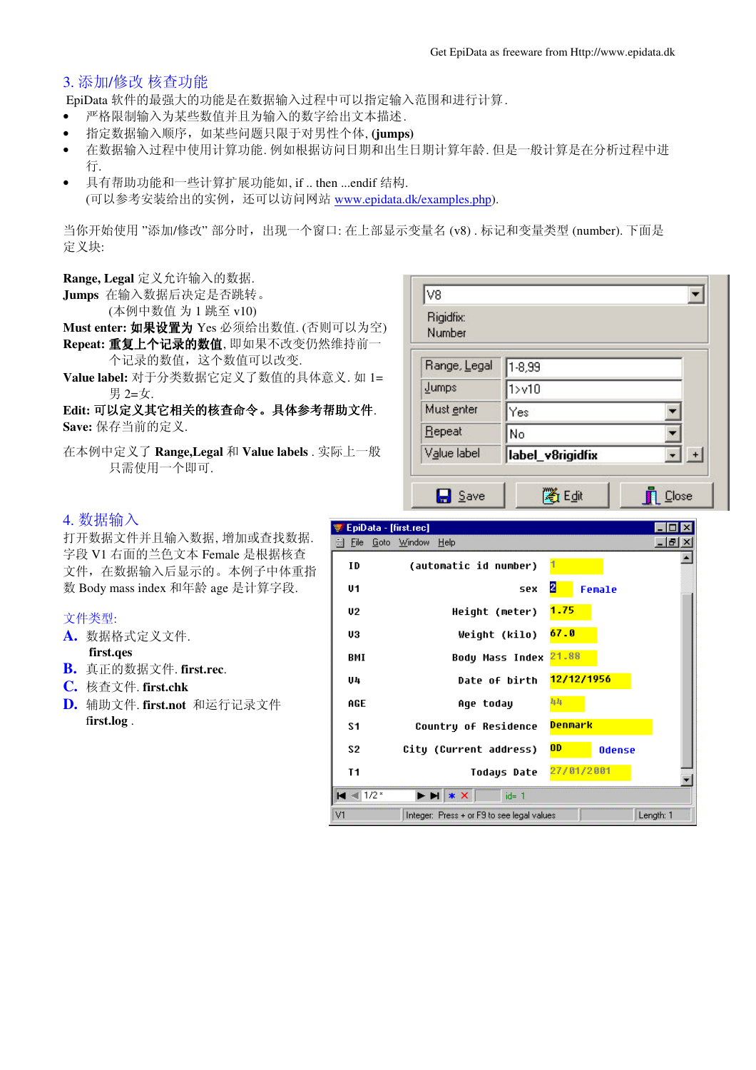## 3. 添加/修改 核查功能

EpiData 软件的最强大的功能是在数据输入过程中可以指定输入范围和进行计算.

- 严格限制输入为某些数值并且为输入的数字给出文本描述.
- 指定数据输入顺序，如某些问题只限于对男性个体, **(jumps)**
- 在数据输入过程中使用计算功能. 例如根据访问日期和出生日期计算年龄. 但是一般计算是在分析过程中进行.
- 具有帮助功能和一些计算扩展功能如, if .. then ...endif 结构.
  (可以参考安装给出的实例，还可以访问网站 www.epidata.dk/examples.php).

当你开始使用 "添加/修改" 部分时，出现一个窗口: 在上部显示变量名 (v8) . 标记和变量类型 (number). 下面是定义块:

**Range, Legal** 定义允许输入的数据.
**Jumps** 在输入数据后决定是否跳转。
(本例中数值 为 1 跳至 v10)
**Must enter: 如果设置为** Yes 必须给出数值. (否则可以为空)
**Repeat: 重复上个记录的数值**, 即如果不改变仍然维持前一个记录的数值，这个数值可以改变.
**Value label:** 对于分类数据它定义了数值的具体意义. 如 1=男 2=女.
**Edit: 可以定义其它相关的核查命令。具体参考帮助文件**.
**Save:** 保存当前的定义.

在本例中定义了 **Range,Legal** 和 **Value labels** . 实际上一般只需使用一个即可.

## 4. 数据输入

打开数据文件并且输入数据, 增加或查找数据. 字段 V1 右面的兰色文本 Female 是根据核查文件，在数据输入后显示的。本例子中体重指数 Body mass index 和年龄 age 是计算字段.

文件类型:

**A.** 数据格式定义文件. **first.qes**
**B.** 真正的数据文件. **first.rec**.
**C.** 核查文件. **first.chk**
**D.** 辅助文件. **first.not** 和运行记录文件 **first.log** .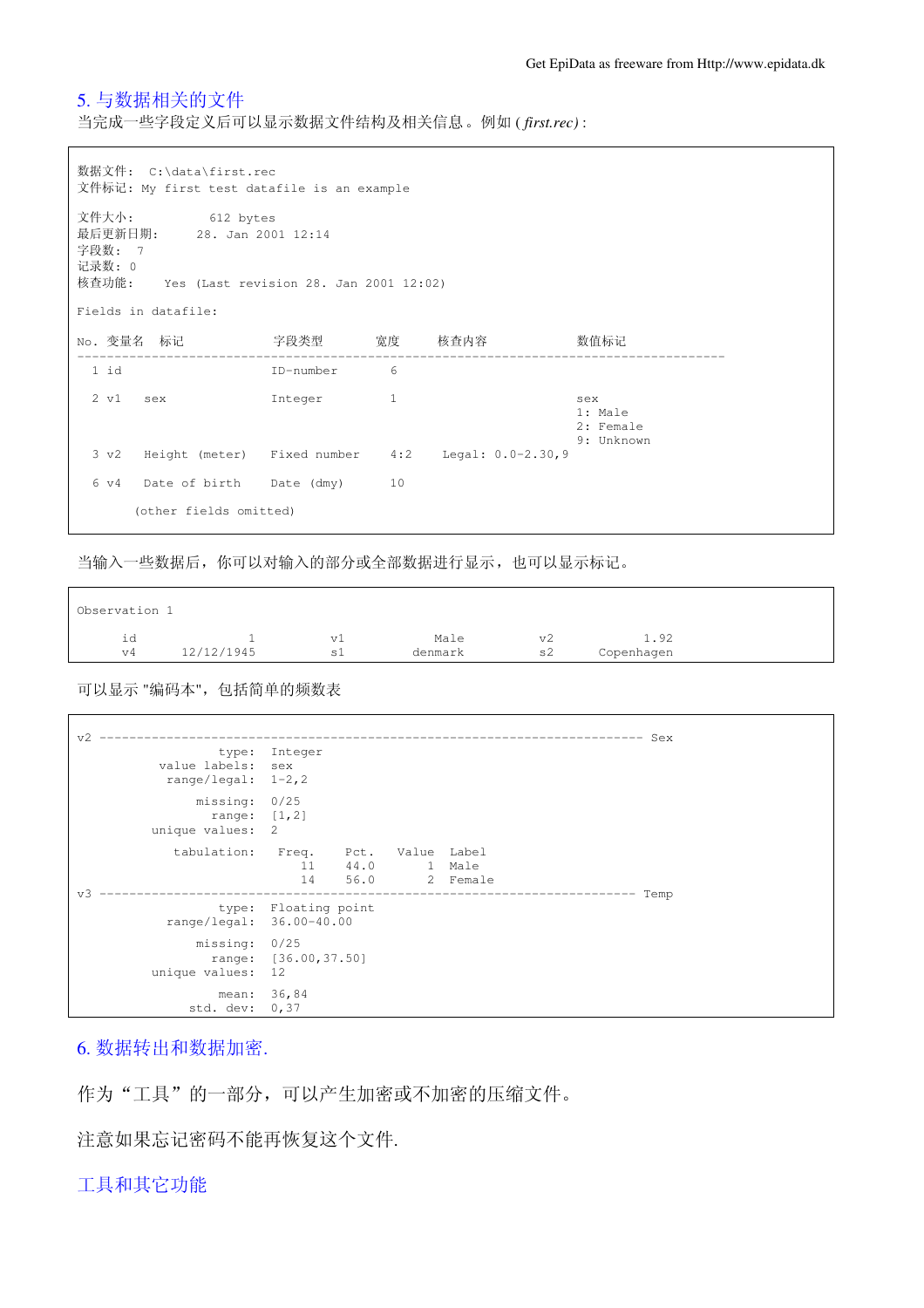## 5. 与数据相关的文件

当完成一些字段定义后可以显示数据文件结构及相关信息。例如 ( *first.rec*) :

```
数据文件:  C:\data\first.rec
文件标记: My first test datafile is an example

文件大小:         612 bytes
最后更新日期:     28. Jan 2001 12:14
字段数:  7
记录数: 0
核查功能:     Yes (Last revision 28. Jan 2001 12:02)

Fields in datafile:

No. 变量名  标记              字段类型        宽度      核查内容              数值标记
-----------------------------------------------------------------------------------------
  1 id                     ID-number       6

  2 v1    sex              Integer         1                             sex
                                                                         1: Male
                                                                         2: Female
                                                                         9: Unknown
  3 v2    Height (meter)   Fixed number    4:2    Legal: 0.0-2.30,9

  6 v4    Date of birth    Date (dmy)      10

       (other fields omitted)
```

当输入一些数据后，你可以对输入的部分或全部数据进行显示，也可以显示标记。

```
Observation 1

      id            1          v1         Male          v2          1.92
      v4     12/12/1945        s1       denmark         s2      Copenhagen
```

可以显示 "编码本"，包括简单的频数表

```
v2 ---------------------------------------------------------------------- Sex
                  type:  Integer
          value labels:  sex
           range/legal:  1-2,2

               missing:  0/25
                 range:  [1,2]
         unique values:  2

            tabulation:   Freq.    Pct.   Value  Label
                             11    44.0       1  Male
                             14    56.0       2  Female
v3 --------------------------------------------------------------------- Temp
                  type:  Floating point
           range/legal:  36.00-40.00

               missing:  0/25
                 range:  [36.00,37.50]
         unique values:  12

                  mean:  36,84
             std. dev:  0,37
```

## 6. 数据转出和数据加密.

作为“工具”的一部分，可以产生加密或不加密的压缩文件。

注意如果忘记密码不能再恢复这个文件.

## 工具和其它功能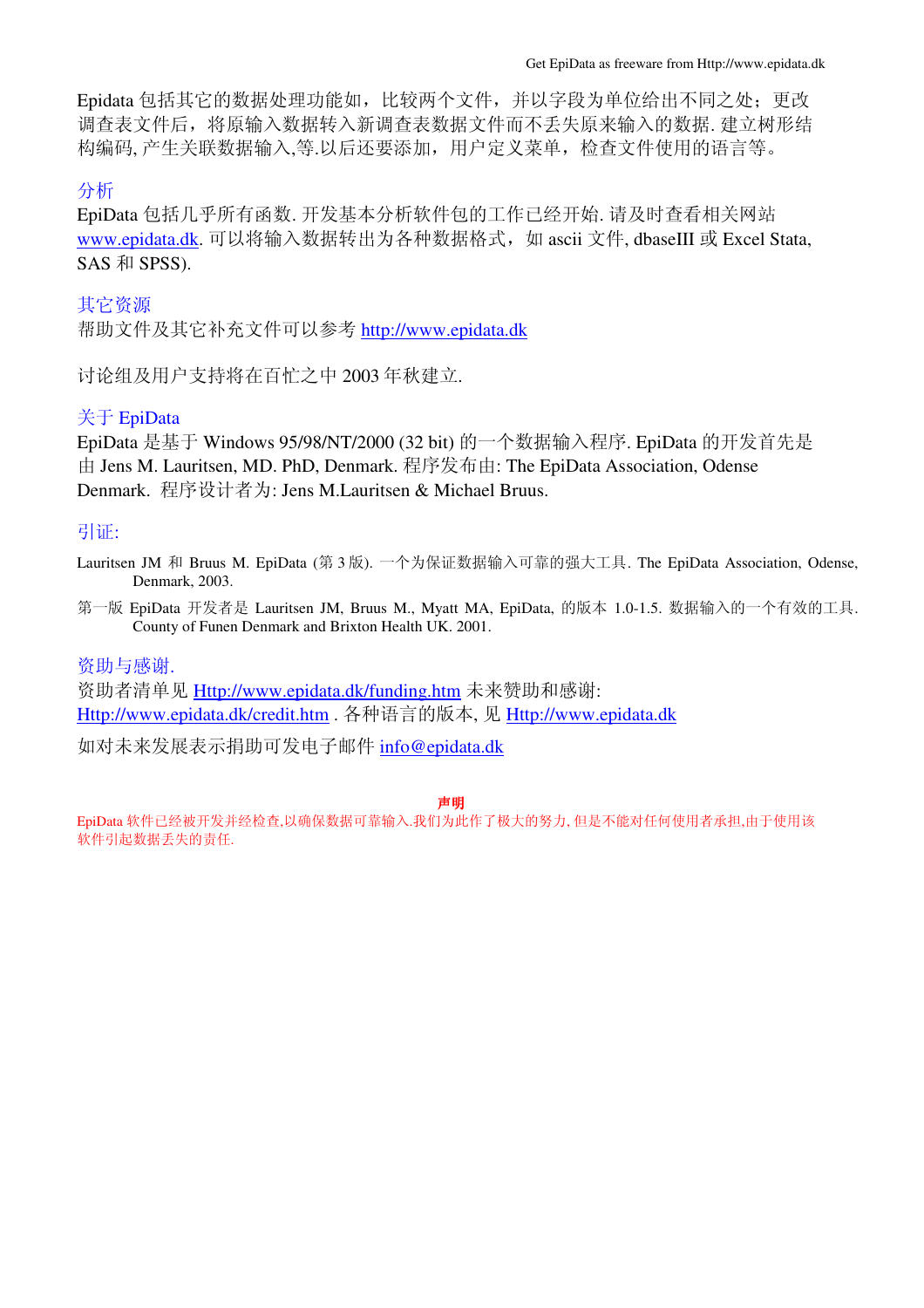Epidata 包括其它的数据处理功能如，比较两个文件，并以字段为单位给出不同之处；更改调查表文件后，将原输入数据转入新调查表数据文件而不丢失原来输入的数据. 建立树形结构编码, 产生关联数据输入,等.以后还要添加，用户定义菜单，检查文件使用的语言等。

## 分析

EpiData 包括几乎所有函数. 开发基本分析软件包的工作已经开始. 请及时查看相关网站 www.epidata.dk. 可以将输入数据转出为各种数据格式，如 ascii 文件, dbaseIII 或 Excel Stata, SAS 和 SPSS).

## 其它资源

帮助文件及其它补充文件可以参考 http://www.epidata.dk

讨论组及用户支持将在百忙之中 2003 年秋建立.

## 关于 EpiData

EpiData 是基于 Windows 95/98/NT/2000 (32 bit) 的一个数据输入程序. EpiData 的开发首先是由 Jens M. Lauritsen, MD. PhD, Denmark. 程序发布由: The EpiData Association, Odense Denmark. 程序设计者为: Jens M.Lauritsen & Michael Bruus.

## 引证:

Lauritsen JM 和 Bruus M. EpiData (第 3 版). 一个为保证数据输入可靠的强大工具. The EpiData Association, Odense, Denmark, 2003.

第一版 EpiData 开发者是 Lauritsen JM, Bruus M., Myatt MA, EpiData, 的版本 1.0-1.5. 数据输入的一个有效的工具. County of Funen Denmark and Brixton Health UK. 2001.

## 资助与感谢.

资助者清单见 Http://www.epidata.dk/funding.htm 未来赞助和感谢: Http://www.epidata.dk/credit.htm . 各种语言的版本, 见 Http://www.epidata.dk

如对未来发展表示捐助可发电子邮件 info@epidata.dk

**声明**

EpiData 软件已经被开发并经检查,以确保数据可靠输入.我们为此作了极大的努力, 但是不能对任何使用者承担,由于使用该软件引起数据丢失的责任.